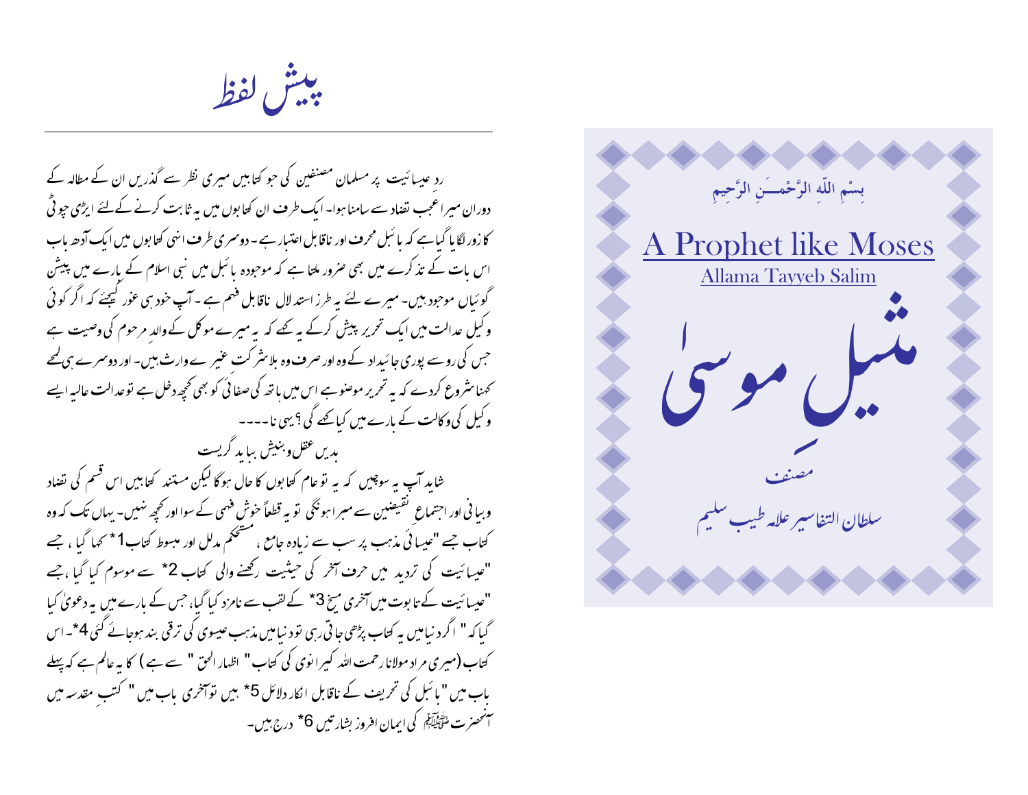بِسْمِ اللّٰهِ الرَّحْمٰـــنِ الرَّحِيمِ

# A Prophet like Moses

Allama Tayyeb Salim

# مثیلِ موسیٰ

مصنف

سلطان التفاسیر علامہ طیب سلیم

## پیش لفظ

ردِ عیسائیت پر مسلمان مصنفین کی جو کتابیں میری نظر سے گذریں ان کے مطالعہ کے دوران میرا عجب تضاد سے سامنا ہوا۔ ایک طرف ان کتابوں میں یہ ثابت کرنے کے لئے ایڑی چوٹی کا زور لگایا گیا ہے کہ بائبل محرف اور ناقابل اعتبار ہے۔ دوسری طرف انہی کتابوں میں ایک آدھ باب اس بات کے تذکرے میں بھی ضرور ملتا ہے کہ موجودہ بائبل میں نبی اسلام کے بارے میں پیشن گوئیاں موجود ہیں۔ میرے لئے یہ طرز استدلال ناقابل فہم ہے۔ آپ خود ہی غور کیجئے کہ اگر کوئی وکیل عدالت میں ایک تحریر پیش کرکے یہ کھے کہ یہ میرے موکل کے والدِ مرحوم کی وصیت ہے جس کی رو سے پوری جائیداد کے وہ اور صرف وہ بلاشرکت غیرے وارث ہیں۔ اور دوسرے ہی لمحے کہنا شروع کردے کہ یہ تحریر موضوع ہے اس میں باتھ کی صفائی کو بھی کچھ دخل ہے تو عدالت عالیہ ایسے وکیل کی وکالت کے بارے میں کیا کھے گی؟ یہی نا۔۔۔۔

بدیں عقل و بنیش بباید گریست

شاید آپ یہ سوچیں کہ یہ تو عام کتابوں کا حال ہوگا لیکن مستند کتابیں اس قسم کی تضاد وبیانی اور اجتماع نقیضین سے مبرا ہونگی تو یہ قطعاً خوش فہمی کے سوا اور کچھ نہیں۔ یہاں تک کہ وہ کتاب جسے "عیسائی مذہب پر سب سے زیادہ جامع، مستحکم مدلل اور مبسوط کتاب1*" کہا گیا، جسے "عیسائیت کی تردید میں حرف آخر کی حیثیت رکھنے والی کتاب 2*" سے موسوم کیا گیا، جسے "عیسائیت کے تابوت میں آخری میخ 3*" کے لقب سے نامزد کیا گیا، جس کے بارے میں یہ دعویٰ کیا گیا کہ "اگر دنیا میں یہ کتاب پڑھی جاتی رہی تو دنیا میں مذہب عیسوی کی ترقی بند ہوجائے گی 4*"۔ اس کتاب (میری مراد مولانا رحمت اللہ کیرانوی کی کتاب " اظہار الحق " سے ہے) کا یہ عالم ہے کہ پہلے باب میں "بائبل کی تحریف کے ناقابل انکار دلائل 5*" ہیں تو آخری باب میں " کتبِ مقدسہ میں آنحضرت ﷺ کی ایمان افروز بشارتیں 6*" درج ہیں۔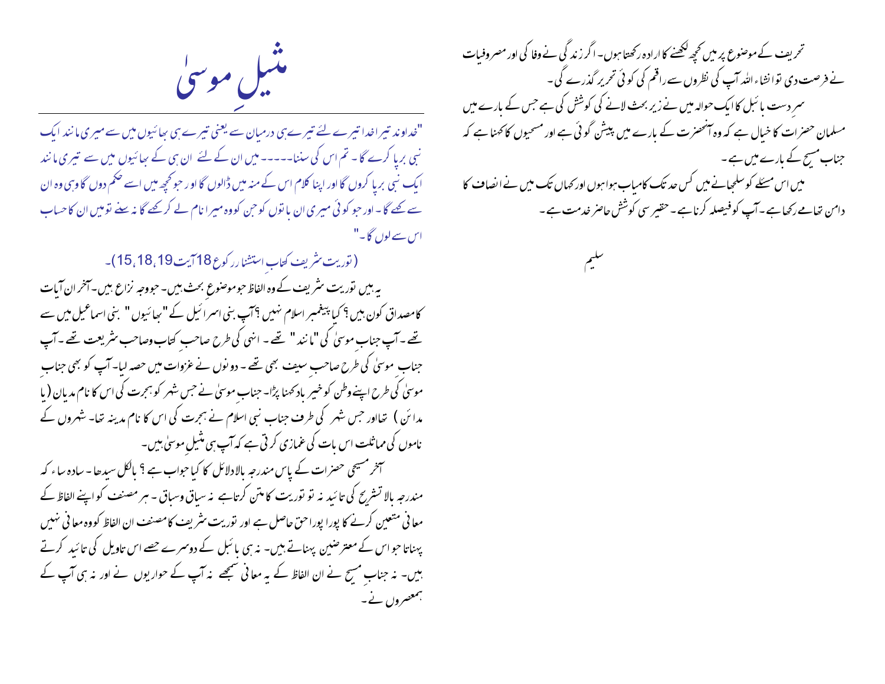# مثیلِ موسیٰ

"خداوند تیرا خدا تیرے لئے تیرے ہی درمیان سے یعنی تیرے ہی بھائیوں میں سے میری مانند ایک نبی برپا کرے گا۔ تم اس کی سننا۔۔۔۔۔ میں ان کے لئے ان ہی کے بھائیوں میں سے تیری مانند ایک نبی برپا کروں گا اور اپنا کلام اس کے منہ میں ڈالوں گا اور جو کچھ میں اسے حکم دوں گا وہی وہ ان سے کہے گا۔ اور جو کوئی میری ان باتوں کو جن کو وہ میرا نام لے کر کہے گا نہ سنے تو میں ان کا حساب اس سے لوں گا۔"

(توریت شریف کتاب استثنا رکوع 18 آیت 19،18،15)۔

یہ ہیں توریت شریف کے وہ الفاظ جو موضوع بحث ہیں۔ جو وجہ نزاع ہیں۔ آخر ان آیات کا مصداق کون ہیں؟ کیا پیغمبر اسلام نہیں؟ آپ بنی اسرائیل کے "بھائیوں" بنی اسماعیل میں سے تھے۔ آپ جناب موسیٰ کی "مانند" تھے۔ انہی کی طرح صاحب کتاب وصاحب شریعت تھے۔ آپ جناب موسیٰ کی طرح صاحب سیف بھی تھے۔ دونوں نے غزوات میں حصہ لیا۔ آپ کو بھی جناب موسیٰ کی طرح اپنے وطن کو خیر باد کہنا پڑا۔ جناب موسیٰ نے جس شہر کو ہجرت کی اس کا نام مدیان (یا مدائن) تھا اور جس شہر کی طرف جناب نبی اسلام نے ہجرت کی اس کا نام مدینہ تھا۔ شہروں کے ناموں کی مماثلت اس بات کی غمازی کرتی ہے کہ آپ ہی مثیل موسیٰ ہیں۔

آخر مسیحی حضرات کے پاس مندرجہ بالا دلائل کا کیا جواب ہے؟ بالکل سیدھا۔ سادہ سا، کہ مندرجہ بالا تشریح کی تائید نہ تو توریت کا متن کرتا ہے نہ سیاق وسباق۔ ہر مصنف کو اپنے الفاظ کے معانی متعین کرنے کا پورا پورا حق حاصل ہے اور توریت شریف کا مصنف ان الفاظ کو وہ معانی نہیں پہناتا جو اس کے معترضین پہناتے ہیں۔ نہ ہی بائبل کے دوسرے حصے اس تاویل کی تائید کرتے ہیں۔ نہ جناب مسیح نے ان الفاظ کے یہ معانی سمجھے نہ آپ کے حواریوں نے اور نہ ہی آپ کے ہمعصروں نے۔

تحریف کے موضوع پر میں کچھ لکھنے کا ارادہ رکھتا ہوں۔ اگر زندگی نے وفا کی اور مصروفیات نے فرصت دی تو انشاء اللہ آپ کی نظروں سے راقم کی کوئی تحریر گذرے گی۔

سرِ دست بائبل کا ایک حوالہ میں نے زیر بحث لانے کی کوشش کی ہے جس کے بارے میں مسلمان حضرات کا خیال ہے کہ وہ آنحضرت کے بارے میں پیشن گوئی ہے اور مسیحیوں کا کہنا ہے کہ جناب مسیح کے بارے میں ہے۔

میں اس مسئلے کو سلجھانے میں کس حد تک کامیاب ہوا ہوں اور کہاں تک میں نے انصاف کا دامن تھامے رکھا ہے۔ آپ کو فیصلہ کرنا ہے۔ حقیر سی کوشش حاضر خدمت ہے۔

سلیم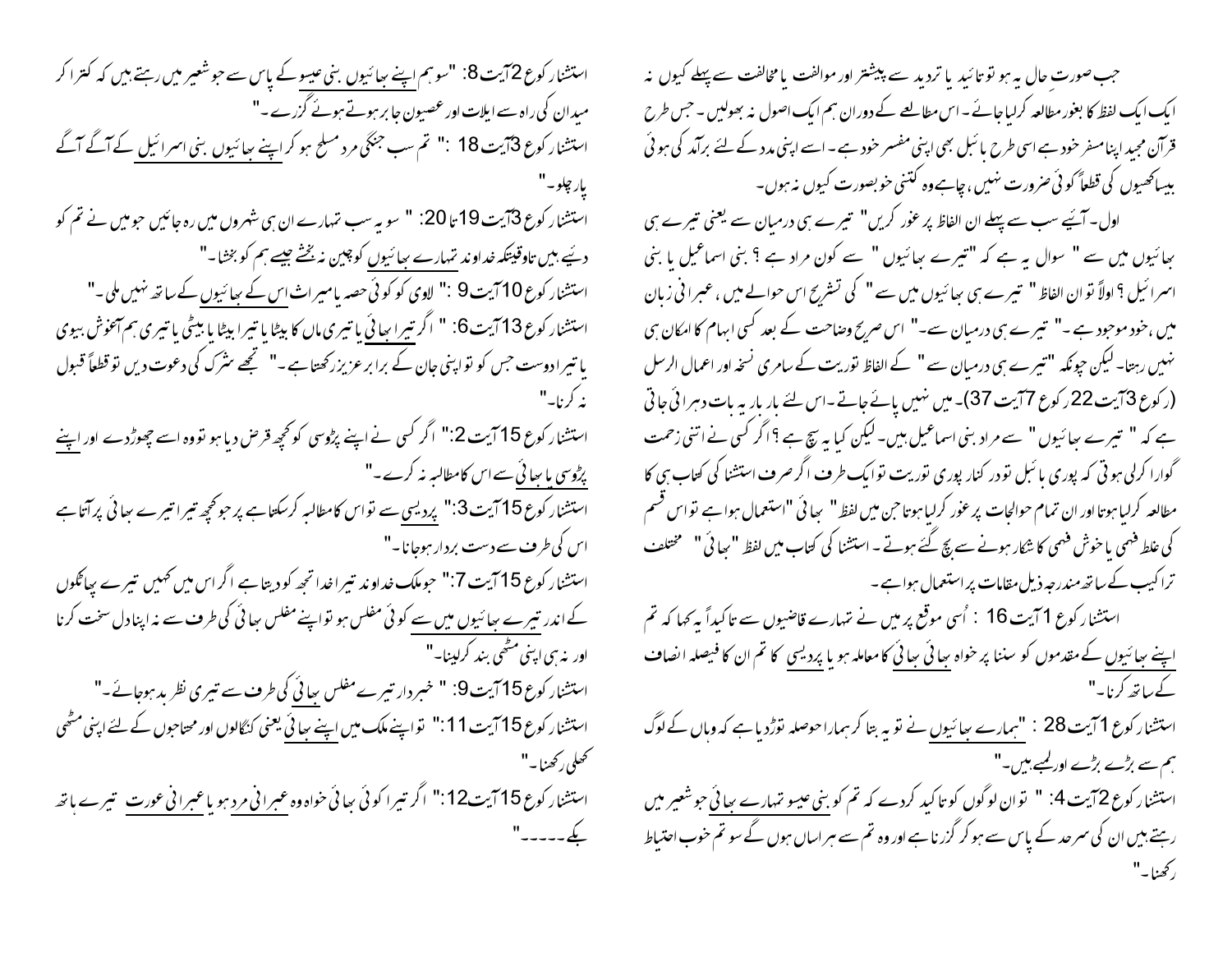جب صورت حال یہ ہو تو تائید یا تردید سے پیشتر اور موافقت یا مخالفت سے پہلے کیوں نہ ایک ایک لفظ کا بغور مطالعہ کرلیا جائے۔ اس مطالعے کے دوران ہم ایک اصول نہ بھولیں۔ جس طرح قرآن مجید اپنا مفسر خود ہے اسی طرح بائبل بھی اپنی مفسر خود ہے۔ اسے اپنی مدد کے لئے برآمد کی ہوئی بیساکھیوں کی قطعاً کوئی ضرورت نہیں، چاہے وہ کتنی خوبصورت کیوں نہ ہوں۔

اول۔ آئیے سب سے پہلے ان الفاظ پر غور کریں " تیرے ہی درمیان سے یعنی تیرے ہی بھائیوں میں سے " سوال یہ ہے کہ "تیرے بھائیوں " سے کون مراد ہے ؟ بنی اسماعیل یا بنی اسرائیل ؟ اولاً تو ان الفاظ " تیرے ہی بھائیوں میں سے " کی تشریح اس حوالے میں، عبرانی زبان میں، خود موجود ہے۔" تیرے ہی درمیان سے۔" اس صریح وضاحت کے بعد کسی ابہام کا امکان ہی نہیں رہتا۔ لیکن چونکہ "تیرے ہی درمیان سے " کے الفاظ توریت کے سامری نسخہ اور اعمال الرسل (رکوع 3 آیت 22 رکوع 7 آیت 37)۔ میں نہیں پائے جاتے۔ اس لئے بار بار یہ بات دہرائی جاتی ہے کہ " تیرے بھائیوں " سے مراد بنی اسماعیل ہیں۔ لیکن کیا یہ سچ ہے ؟ اگر کسی نے اتنی زحمت گوارا کرلی ہوتی کہ پوری بائبل تو درکنار پوری توریت تو ایک طرف اگر صرف استثنا کی کتاب ہی کا مطالعہ کرلیا ہوتا اور ان تمام حوالجات پر غور کرلیا ہوتا جن میں لفظ " بھائی "استعمال ہوا ہے تو اس قسم کی غلط فہمی یا خوش فہمی کا شکار ہونے سے بچ گئے ہوتے۔ استثنا کی کتاب میں لفظ "بھائی " مختلف تراکیب کے ساتھ مندرجہ ذیل مقامات پر استعمال ہوا ہے۔

استثنا رکوع 1 آیت 16 : اُسی موقع پر میں نے تمہارے قاضیوں سے تاکیداً یہ کہا کہ تم اپنے بھائیوں کے مقدموں کو سننا پر خواہ بھائی بھائی کا معاملہ ہو یا پردیسی کا تم ان کا فیصلہ انصاف کے ساتھ کرنا۔"

استثنا رکوع 1 آیت 28 : "ہمارے بھائیوں نے تو یہ بتا کر ہمارا حوصلہ توڑ دیا ہے کہ وہاں کے لوگ ہم سے بڑے بڑے اور لمبے ہیں۔"

استثنا رکوع 2 آیت 4: " تو ان لوگوں کو تاکید کردے کہ تم کو بنی عیسو تمہارے بھائی جو شعیر میں رہتے ہیں ان کی سرحد کے پاس سے ہو کر گزرنا ہے اور وہ تم سے ہراساں ہوں گے سو تم خوب احتیاط رکھنا۔"

استثنا رکوع 2 آیت 8: "سو ہم اپنے بھائیوں بنی عیسو کے پاس سے جو شعیر میں رہتے ہیں کہ کترا کر میدان کی راہ سے ایلات اور عصیون جابر ہوتے ہوئے گزرے۔"

استثنا رکوع 3 آیت 18 :" تم سب جنگی مرد مسلح ہو کر اپنے بھائیوں بنی اسرائیل کے آگے آگے پار چلو۔"

استثنا رکوع 3 آیت 19 تا 20: " سو یہ سب تمہارے ان ہی شہروں میں رہ جائیں جو میں نے تم کو دئیے ہیں تاوقتیکہ خداوند تمہارے بھائیوں کو چین نہ بخشے جیسے ہم کو بخشا۔"

استثنا رکوع 10 آیت 9 :" لاوی کو کوئی حصہ یا میراث اس کے بھائیوں کے ساتھ نہیں ملی۔"

استثنا رکوع 13 آیت 6: " اگر تیرا بھائی یا تیری ماں کا بیٹا یا تیرا بیٹا یا بیٹی یا تیری ہم آغوش بیوی یا تیرا دوست جس کو تو اپنی جان کے برابر عزیز رکھتا ہے۔" تجھے شرک کی دعوت دیں تو قطعاً قبول نہ کرنا۔"

استثنا رکوع 15 آیت 2:" اگر کسی نے اپنے پڑوسی کو کچھ قرض دیا ہو تو وہ اسے چھوڑدے اور اپنے پڑوسی یا بھائی سے اس کا مطالبہ نہ کرے۔"

استثنا رکوع 15 آیت 3:" پردیسی سے تو اس کا مطالبہ کرسکتا ہے پر جو کچھ تیرا تیرے بھائی پر آتا ہے اس کی طرف سے دست بردار ہوجانا۔"

استثنا رکوع 15 آیت 7:" جو ملک خداوند تیرا خدا تجھ کو دیتا ہے اگر اس میں کہیں تیرے پھاٹکوں کے اندر تیرے بھائیوں میں سے کوئی مفلس ہو تو اپنے مفلس بھائی کی طرف سے نہ اپنا دل سخت کرنا اور نہ ہی اپنی مٹھی بند کرلینا۔"

استثنا رکوع 15 آیت 9: " خبردار تیرے مفلس بھائی کی طرف سے تیری نظر بد ہوجائے۔"

استثنا رکوع 15 آیت 11:" تو اپنے ملک میں اپنے بھائی یعنی کنگالوں اور محتاجوں کے لئے اپنی مٹھی کھلی رکھنا۔"

استثنا رکوع 15 آیت 12:" اگر تیرا کوئی بھائی خواہ وہ عبرانی مرد ہو یا عبرانی عورت تیرے ہاتھ بکے-----"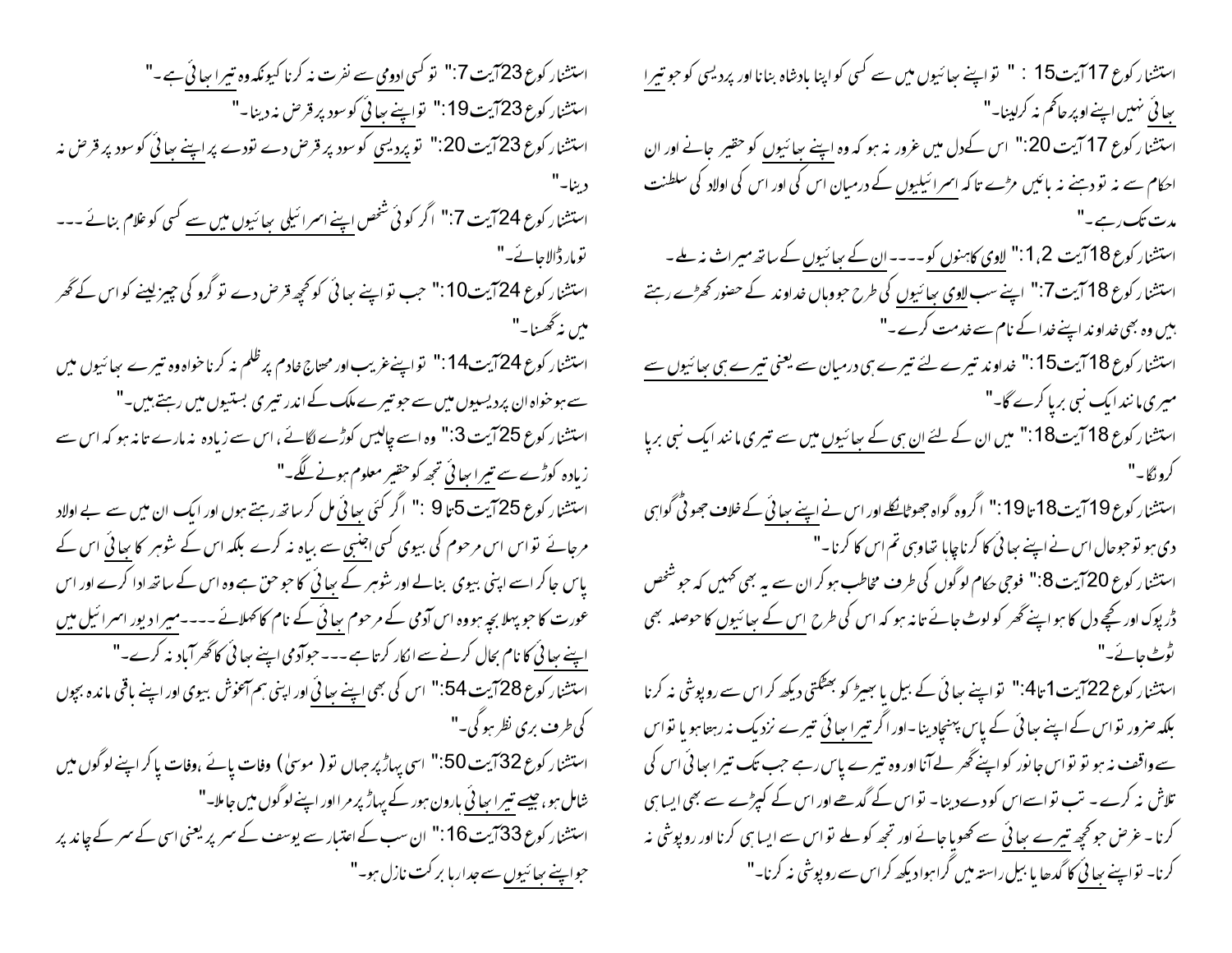استثنا رکوع 17 آیت 15 : " تو اپنے بھائیوں میں سے کسی کو اپنا بادشاہ بنانا اور پردیسی کو جو تیرا بھائی نہیں اپنے اوپر حاکم نہ کرلینا۔"

استثنا رکوع 17 آیت 20: " اس کے دل میں غرور نہ ہو کہ وہ اپنے بھائیوں کو حقیر جانے اور ان احکام سے نہ تو دہنے نہ بائیں مڑے تاکہ اسرائیلیوں کے درمیان اس کی اور اس کی اولاد کی سلطنت مدت تک رہے۔"

استثنا رکوع 18 آیت 1,2: " لاوی کاہنوں کو ---- ان کے بھائیوں کے ساتھ میراث نہ ملے۔

استثنا رکوع 18 آیت 7: " اپنے سب لاوی بھائیوں کی طرح جو وہاں خداوند کے حضور کھڑے رہتے ہیں وہ بھی خداوند اپنے خدا کے نام سے خدمت کرے۔"

استثنا رکوع 18 آیت 15: " خداوند تیرے لئے تیرے ہی درمیان سے یعنی تیرے ہی بھائیوں سے میری مانند ایک نبی برپا کرے گا۔"

استثنا رکوع 18 آیت 18: " میں ان کے لئے ان ہی کے بھائیوں میں سے تیری مانند ایک نبی برپا کروں گا۔"

استثنا رکوع 19 آیت 18تا19: " اگر وہ گواہ جھوٹا نکلے اور اس نے اپنے بھائی کے خلاف جھوٹی گواہی دی ہو تو جو حال اس نے اپنے بھائی کا کرنا چاہا تھا وہی تم اس کا کرنا۔"

استثنا رکوع 20 آیت 8: " فوجی حکام لوگوں کی طرف مخاطب ہو کر ان سے یہ بھی کہیں کہ جو شخص ڈرپوک اور کچے دل کا ہو اپنے گھر کو لوٹ جائے تانہ ہو کہ اس کی طرح اس کے بھائیوں کا حوصلہ بھی ٹوٹ جائے۔"

استثنا رکوع 22 آیت 1تا4: " تو اپنے بھائی کے بیل یا بھیڑ کو بھٹکتی دیکھ کر اس سے روپوشی نہ کرنا بلکہ ضرور تو اس کے اپنے بھائی کے پاس پہنچادینا۔ اور اگر تیرا بھائی تیرے نزدیک نہ رہتا ہو یا تو اس سے واقف نہ ہو تو تو اس جانور کو اپنے گھر لے آنا اور وہ تیرے پاس رہے جب تک تیرا بھائی اس کی تلاش نہ کرے۔ تب تو اسے اس کو دے دینا۔ تو اس کے گدھے اور اس کے کپڑے سے بھی ایسا ہی کرنا۔ غرض جو کچھ تیرے بھائی سے کھویا جائے اور تجھ کو ملے تو اس سے ایسا ہی کرنا اور روپوشی نہ کرنا۔ تو اپنے بھائی کا گدھا یا بیل راستہ میں گرا ہوا دیکھ کر اس سے روپوشی نہ کرنا۔"

استثنا رکوع 23 آیت 7: " تو کسی ادومی سے نفرت نہ کرنا کیونکہ وہ تیرا بھائی ہے۔"

استثنا رکوع 23 آیت 19: " تو اپنے بھائی کو سود پر قرض نہ دینا۔"

استثنا رکوع 23 آیت 20: " تو پردیسی کو سود پر قرض دے تو دے پر اپنے بھائی کو سود پر قرض نہ دینا۔"

استثنا رکوع 24 آیت 7: " اگر کوئی شخص اپنے اسرائیلی بھائیوں میں سے کسی کو غلام بنائے --- تو مار ڈالا جائے۔"

استثنا رکوع 24 آیت 10: " جب تو اپنے بھائی کو کچھ قرض دے تو گرو کی چیز لینے کو اس کے گھر میں نہ گھسنا۔"

استثنا رکوع 24 آیت 14: " تو اپنے غریب اور محتاج خادم پر ظلم نہ کرنا خواہ وہ تیرے بھائیوں میں سے ہو خواہ ان پردیسیوں میں سے جو تیرے ملک کے اندر تیری بستیوں میں رہتے ہیں۔"

استثنا رکوع 25 آیت 3: " وہ اسے چالیس کوڑے لگائے، اس سے زیادہ نہ مارے تا نہ ہو کہ اس سے زیادہ کوڑے سے تیرا بھائی تجھ کو حقیر معلوم ہونے لگے۔"

استثنا رکوع 25 آیت 5تا9 : " اگر کئی بھائی مل کر ساتھ رہتے ہوں اور ایک ان میں سے بے اولاد مرجائے تو اس مرحوم کی بیوی کسی اجنبی سے بیاہ نہ کرے بلکہ اس کے شوہر کا بھائی اس کے پاس جاکر اسے اپنی بیوی بنالے اور شوہر کے بھائی کا جو حق ہے وہ اس کے ساتھ ادا کرے اور اس عورت کا جو پہلا بچہ ہو وہ اس آدمی کے مرحوم بھائی کے نام کا کہلائے ---- میرا دیور اسرائیل میں اپنے بھائی کا نام بحال کرنے سے انکار کرتا ہے --- جو آدمی اپنے بھائی کا گھر آباد نہ کرے۔"

استثنا رکوع 28 آیت 54: " اس کی بھی اپنے بھائی اور اپنی ہم آغوش بیوی اور اپنے باقی ماندہ بچوں کی طرف بری نظر ہوگی۔"

استثنا رکوع 32 آیت 50: " اسی پہاڑ پر جہاں تو ( موسیٰ ) وفات پائے، وفات پا کر اپنے لوگوں میں شامل ہو، جیسے تیرا بھائی ہارون ہور کے پہاڑ پر مرا اور اپنے لوگوں میں جاملا۔"

استثنا رکوع 33 آیت 16: " ان سب کے اعتبار سے یوسف کے سر پر یعنی اسی کے سر کے چاند پر جو اپنے بھائیوں سے جدا رہا برکت نازل ہو۔"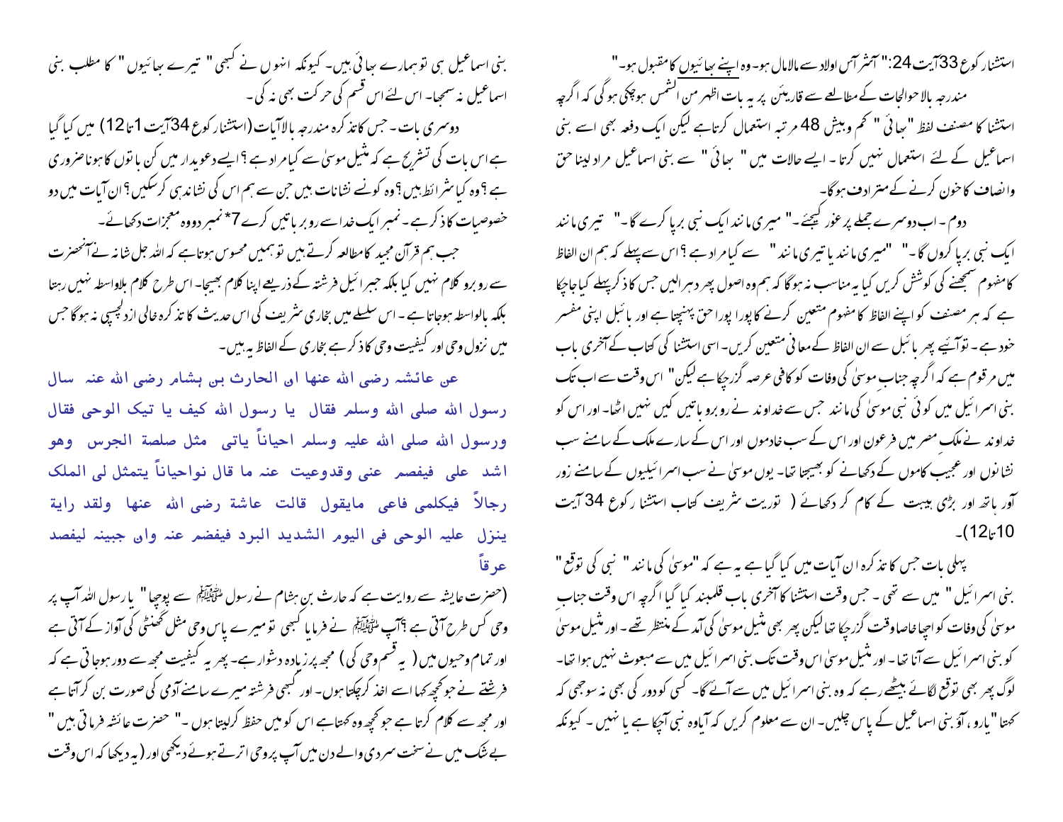استثنا رکوع 33 آیت 24:" آشر آس اولاد سے مالامال ہو۔ وہ اپنے بھائیوں کا مقبول ہو۔"

مندرجہ بالا حوالجات کے مطالعے سے قارئین پر یہ بات اظہر من الشمس ہو چکی ہوگی کہ اگرچہ استثنا کا مصنف لفظ " بھائی " کم و بیش 48 مرتبہ استعمال کرتا ہے لیکن ایک دفعہ بھی اسے بنی اسماعیل کے لئے استعمال نہیں کرتا ۔ ایسے حالات میں " بھائی " سے بنی اسماعیل مراد لینا حق وانصاف کا خون کرنے کے مترادف ہوگا۔

دوم ۔ اب دوسرے جملے پر غور کیجئے ۔" میری مانند ایک نبی برپا کرے گا۔" تیری مانند ایک نبی برپا کروں گا۔" "میری مانند یا تیری مانند" سے کیا مراد ہے ؟ اس سے پہلے کہ ہم ان الفاظ کا مفہوم سمجھنے کی کوشش کریں کیا یہ مناسب نہ ہوگا کہ ہم وہ اصول پھر دہرا لیں جس کا ذکر پہلے کیا جا چکا ہے کہ ہر مصنف کو اپنے الفاظ کا مفہوم متعین کرنے کا پورا پورا حق پہنچتا ہے اور بائبل اپنی مفسر خود ہے ۔ تو آئیے پھر بائبل سے ان الفاظ کے معانی متعین کریں ۔ اسی استثنا کی کتاب کے آخری باب میں مرقوم ہے کہ اگرچہ جناب موسیٰ کی وفات کو کافی عرصہ گزر چکا ہے لیکن " اس وقت سے اب تک بنی اسرائیل میں کوئی نبی موسیٰ کی مانند جس سے خداوند نے روبرو باتیں کیں نہیں اٹھا۔ اور اس کو خداوند نے ملک مصر میں فرعون اور اس کے سب خادموں اور اس کے سارے ملک کے سامنے سب نشانوں اور عجیب کاموں کے دکھانے کو بھیجا تھا۔ یوں موسیٰ نے سب اسرائیلیوں کے سامنے زور آور ہاتھ اور بڑی ہیبت کے کام کر دکھائے ( توریت شریف کتاب استثنا رکوع 34 آیت 10تا12)۔

پہلی بات جس کا تذکرہ ان آیات میں کیا گیا ہے یہ ہے کہ "موسیٰ کی مانند" نبی کی توقع " بنی اسرائیل " میں سے تھی ۔ جس وقت استثنا کا آخری باب قلمبند کیا گیا اگرچہ اس وقت جناب موسیٰ کی وفات کو اچھا خاصا وقت گزر چکا تھا لیکن پھر بھی مثیل موسیٰ کی آمد کے منتظر تھے ۔ اور مثیل موسیٰ کو بنی اسرائیل سے آنا تھا ۔ اور مثیل موسیٰ اس وقت تک بنی اسرائیل میں سے مبعوث نہیں ہوا تھا۔ لوگ پھر بھی توقع لگائے بیٹھے رہے کہ وہ بنی اسرائیل میں سے آئے گا۔ کسی کو دور کی بھی نہ سوجھی کہ کہتا "یارو ، آؤ بنی اسماعیل کے پاس چلیں۔ ان سے معلوم کریں کہ آیا وہ نبی آچکا ہے یا نہیں ۔ کیونکہ بنی اسماعیل ہی تو ہمارے بھائی ہیں۔ کیونکہ انہوں نے کبھی " تیرے بھائیوں " کا مطلب بنی اسماعیل نہ سمجھا۔ اس لئے اس قسم کی حرکت بھی نہ کی۔

دوسری بات ۔ جس کا تذکرہ مندرجہ بالا آیات (استثنا رکوع 34 آیت 1تا12) میں کیا گیا ہے اس بات کی تشریح ہے کہ مثیل موسیٰ سے کیا مراد ہے ؟ ایسے دعویدار میں کن باتوں کا ہونا ضروری ہے ؟ وہ کیا شرائط ہیں ؟ وہ کونسے نشانات ہیں جن سے ہم اس کی نشاندہی کر سکیں ؟ ان آیات میں دو خصوصیات کا ذکر ہے ۔ نمبر ایک خدا سے روبرو باتیں کرے 7* نمبر دو وہ معجزات دکھائے ۔

جب ہم قرآن مجید کا مطالعہ کرتے ہیں تو ہمیں محسوس ہوتا ہے کہ اللہ جل شانہ نے آنحضرت سے روبرو کلام نہیں کیا بلکہ جبرائیل فرشتہ کے ذریعے اپنا کلام بھیجا۔ اس طرح کلام بلاواسطہ نہیں رہتا بلکہ بالواسطہ ہو جاتا ہے ۔ اس سلسلے میں بخاری شریف کی اس حدیث کا تذکرہ خالی از دلچسپی نہ ہوگا جس میں نزول وحی اور کیفیت وحی کا ذکر ہے بخاری کے الفاظ یہ ہیں۔

عن عائشہ رضی اللہ عنھا ان الحارث بن ہشام رضی اللہ عنہ سال رسول اللہ صلی اللہ وسلم فقال یا رسول اللہ کیف یا تیک الوحی فقال ورسول اللہ صلی اللہ علیہ وسلم احیاناً یاتی مثل صلصة الجرس وھو اشد علی فیفصم عنی وقدوعیت عنہ ما قال نواحیاناً یتمثل لی الملک رجالاً فیکلمی فاعی مایقول قالت عاشة رضی اللہ عنھا ولقد راية ینزل علیہ الوحی فی الیوم الشدید البرد فیفضم عنہ وان جبینہ لیفصد عرقاً

(حضرت عایشہ سے روایت ہے کہ حارث بن ہشام نے رسول ﷺ سے پوچھا " یا رسول اللہ آپ پر وحی کس طرح آتی ہے ؟ آپ ﷺ نے فرمایا کبھی تو میرے پاس وحی مثل گھنٹی کی آواز کے آتی ہے اور تمام وحیوں میں ( یہ قسم وحی کی ) مجھ پر زیادہ دشوار ہے۔ پھر یہ کیفیت مجھ سے دور ہو جاتی ہے کہ فرشتے نے جو کچھ کہا اسے اخذ کر چکتا ہوں۔ اور کبھی فرشتہ میرے سامنے آدمی کی صورت بن کر آتا ہے اور مجھ سے کلام کرتا ہے جو کچھ وہ کہتا ہے اس کو میں حفظ کر لیتا ہوں ۔" حضرت عائشہ فرماتی ہیں " بے شک میں نے سخت سردی والے دن میں آپ پر وحی اترتے ہوئے دیکھی اور ( یہ دیکھا کہ اس وقت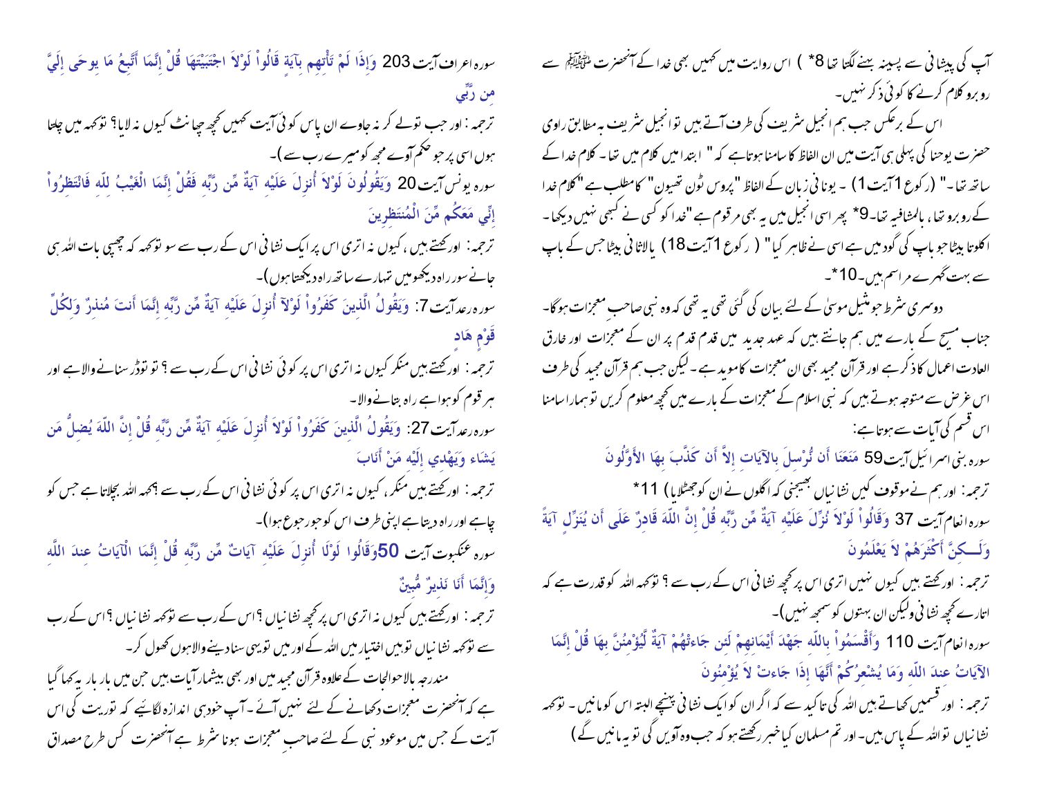آپ کی پیشانی سے پسینہ بہنے لگتا تھا 8* ) اس روایت میں کہیں بھی خدا کے آنحضرت ﷺ سے رو برو کلام کرنے کا کوئی ذکر نہیں۔

اس کے برعکس جب ہم انجیل شریف کی طرف آتے ہیں تو انجیل شریف بہ مطابق راوی حضرت یوحنا کی پہلی ہی آیت میں ان الفاظ کا سامنا ہوتا ہے کہ " ابتدا میں کلام میں تھا۔ کلام خدا کے ساتھ تھا۔" (رکوع 1 آیت 1) ۔ یونانی زبان کے الفاظ "پروس ٹون تھیون" کا مطلب ہے "کلام خدا کے روبرو تھا، بالمشافیہ تھا۔9* پھر اسی انجیل میں یہ بھی مرقوم ہے "خدا کو کسی نے کبھی نہیں دیکھا۔ اکلوتا بیٹا جو باپ کی گود میں ہے اسی نے ظاہر کیا" ( رکوع 1 آیت 18) یالاثانی بیٹا جس کے باپ سے بہت گہرے مراسم ہیں۔10*۔

دوسری شرط جو مثیل موسیٰ کے لئے بیان کی گئی تھی یہ تھی کہ وہ نبی صاحب معجزات ہوگا۔ جناب مسیح کے بارے میں ہم جانتے ہیں کہ عہد جدید میں قدم قدم پر ان کے معجزات اور خارق العادت اعمال کا ذکر ہے اور قرآن مجید بھی ان معجزات کا موید ہے۔ لیکن جب ہم قرآن مجید کی طرف اس غرض سے متوجہ ہوتے ہیں کہ نبی اسلام کے معجزات کے بارے میں کچھ معلوم کریں تو ہمارا سامنا اس قسم کی آیات سے ہوتا ہے:

سورہ بنی اسرائیل آیت 59 مَنَعَنَا أَن نُّرْسِلَ بِالآيَاتِ إِلاَّ أَن كَذَّبَ بِهَا الأَوَّلُونَ

ترجمہ: اور ہم نے موقوف کیں نشانیاں بھیجنی کہ اگلوں نے ان کو جھٹلایا) 11*

سورہ انعام آیت 37 وَقَالُواْ لَوْلاَ نُزِّلَ عَلَيْهِ آيَةٌ مِّن رَّبِّهِ قُلْ إِنَّ اللّهَ قَادِرٌ عَلَى أَن يُنَزِّلٍ آيَةً وَلَـكِنَّ أَكْثَرَهُمْ لاَ يَعْلَمُونَ

ترجمہ: اور کہتے ہیں کیوں نہیں اتری اس پر کچھ نشانی اس کے رب سے ؟ تو کہہ اللہ کو قدرت ہے کہ اتارے کچھ نشانی ولیکن ان بہتوں کو سمجھ نہیں)۔

سورہ انعام آیت 110 وَأَقْسَمُواْ بِاللّهِ جَهْدَ أَيْمَانِهِمْ لَئِن جَاءتْهُمْ آيَةٌ لَّيُؤْمِنُنَّ بِهَا قُلْ إِنَّمَا الآيَاتُ عِندَ اللّهِ وَمَا يُشْعِرُكُمْ أَنَّهَا إِذَا جَاءتْ لاَ يُؤْمِنُونَ

ترجمہ: اور قسمیں کھاتے ہیں اللہ کی تاکید سے کہ اگر ان کو ایک نشانی پہنچے البتہ اس کو مانیں۔ تو کہہ نشانیاں تو اللہ کے پاس ہیں۔ اور تم مسلمان کیا خبر رکھتے ہو کہ جب وہ آویں گی تو یہ مانیں گے )

سورہ اعراف آیت 203 وَإِذَا لَمْ تَأْتِهِم بِآيَةٍ قَالُواْ لَوْلاَ اجْتَبَيْتَهَا قُلْ إِنَّمَا أَتَّبِعُ مَا يُوحَى إِلَيَّ مِن رَّبِّي

ترجمہ: اور جب تو لے کر نہ جاوے ان پاس کوئی آیت کہیں کچھ چھانٹ کیوں نہ لایا؟ تو کہہ میں چلتا ہوں اسی پر جو حکم آوے مجھ کو میرے رب سے )۔

سورہ یونس آیت 20 وَيَقُولُونَ لَوْلاَ أُنزِلَ عَلَيْهِ آيَةٌ مِّن رَّبِّهِ فَقُلْ إِنَّمَا الْغَيْبُ لِلّهِ فَانْتَظِرُواْ إِنِّي مَعَكُم مِّنَ الْمُنتَظِرِينَ

ترجمہ: اور کہتے ہیں، کیوں نہ اتری اس پر ایک نشانی اس کے رب سے سو تو کہہ کہ چھپی بات اللہ ہی جانے سو راہ دیکھو میں تمہارے ساتھ راہ دیکھتا ہوں)۔

سورہ رعد آیت 7: وَيَقُولُ الَّذِينَ كَفَرُواْ لَوْلآ أُنزِلَ عَلَيْهِ آيَةٌ مِّن رَّبِّهِ إِنَّمَا أَنتَ مُنذِرٌ وَلِكُلِّ قَوْمٍ هَادٍ

ترجمہ: اور کہتے ہیں منکر کیوں نہ اتری اس پر کوئی نشانی اس کے رب سے ؟ تو تو ڈر سنانے والا ہے اور ہر قوم کو ہوا ہے راہ بتانے والا۔

سورہ رعد آیت 27: وَيَقُولُ الَّذِينَ كَفَرُواْ لَوْلاَ أُنزِلَ عَلَيْهِ آيَةٌ مِّن رَّبِّهِ قُلْ إِنَّ اللّهَ يُضِلُّ مَن يَشَاء وَيَهْدِي إِلَيْهِ مَنْ أَنَابَ

ترجمہ: اور کہتے ہیں منکر، کیوں نہ اتری اس پر کوئی نشانی اس کے رب سے ؟کہہ اللہ بچلاتا ہے جس کو چاہے اور راہ دیتا ہے اپنی طرف اس کو جو رجوع ہوا)۔

سورہ عنکبوت آیت 50 وَقَالُوا لَوْلَا أُنزِلَ عَلَيْهِ آيَاتٌ مِّن رَّبِّهِ قُلْ إِنَّمَا الْآيَاتُ عِندَ اللَّهِ وَإِنَّمَا أَنَا نَذِيرٌ مُّبِينٌ

ترجمہ: اور کہتے ہیں کیوں نہ اتریں اس پر کچھ نشانیاں ؟ اس کے رب سے تو کہہ نشانیاں ؟ اس کے رب سے تو کہہ نشانیاں تو ہیں اختیار میں اللہ کے اور میں تو یہی سنا دینے والا ہوں کھول کر۔

مندرجہ بالا حوالجات کے علاوہ قرآن مجید میں اور بھی بیشمار آیات ہیں جن میں بار بار یہ کہا گیا ہے کہ آنحضرت معجزات دکھانے کے لئے نہیں آئے۔ آپ خود ہی اندازہ لگائیے کہ توریت کی اس آیت کے جس میں موعود نبی کے لئے صاحبِ معجزات ہونا شرط ہے آنحضرت کس طرح مصداق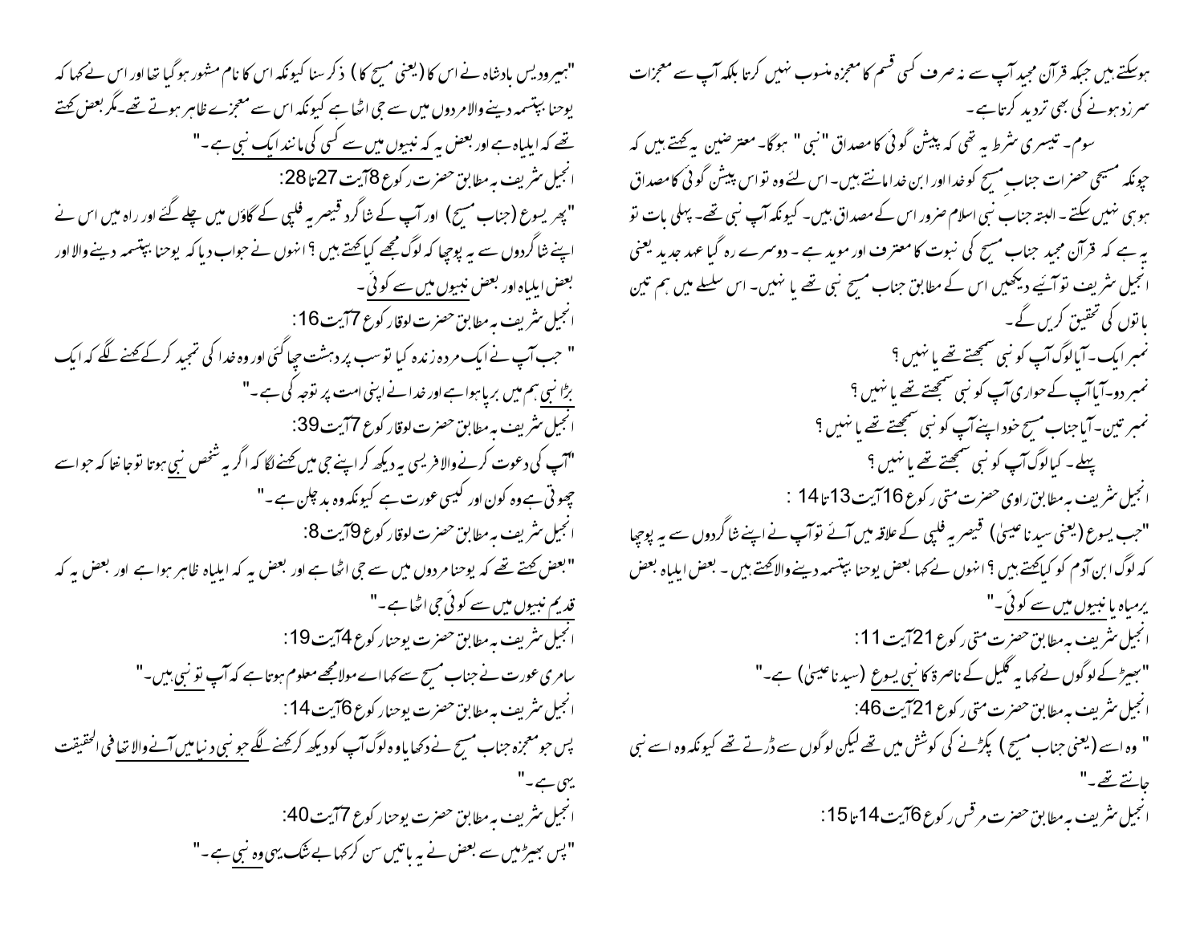ہوسکتے ہیں جبکہ قرآن مجید آپ سے نہ صرف کسی قسم کا معجزہ منسوب نہیں کرتا بلکہ آپ سے معجزات سرزد ہونے کی بھی تردید کرتا ہے۔

سوم۔ تیسری شرط یہ تھی کہ پیشن گوئی کا مصداق "نبی" ہوگا۔ معترضین یہ کہتے ہیں کہ چونکہ مسیحی حضرات جناب مسیح کو خدا اور ابن خدا مانتے ہیں۔ اس لئے وہ تو اس پیشن گوئی کا مصداق ہو ہی نہیں سکتے۔ البتہ جناب نبی اسلام ضرور اس کے مصداق ہیں۔ کیونکہ آپ نبی تھے۔ پہلی بات تو یہ ہے کہ قرآن مجید جناب مسیح کی نبوت کا معترف اور موید ہے۔ دوسرے رہ گیا عہد جدید یعنی انجیل شریف تو آئیے دیکھیں اس کے مطابق جناب مسیح نبی تھے یا نہیں۔ اس سلسلے میں ہم تین باتوں کی تحقیق کریں گے۔

نمبر ایک۔ آیا لوگ آپ کو نبی سمجھتے تھے یا نہیں؟

نمبر دو۔ آیا آپ کے حواری آپ کو نبی سمجھتے تھے یا نہیں؟

نمبر تین۔ آیا جناب مسیح خود اپنے آپ کو نبی سمجھتے تھے یا نہیں؟

پہلے۔ کیا لوگ آپ کو نبی سمجھتے تھے یا نہیں؟

انجیل شریف بہ مطابق راوی حضرت متی رکوع 16 آیت 13 تا 14 :

"جب یسوع (یعنی سیدنا عیسیٰ) قیصریہ فلپی کے علاقہ میں آئے تو آپ نے اپنے شاگردوں سے یہ پوچھا کہ لوگ ابن آدم کو کیا کہتے ہیں؟ انہوں نے کہا بعض یوحنا بپتسمہ دینے والا کہتے ہیں۔ بعض ایلیاہ بعض یرمیاہ یا نبیوں میں سے کوئی۔"

انجیل شریف بہ مطابق حضرت متی رکوع 21 آیت 11:

"بھیڑ کے لوگوں نے کہا یہ گلیل کے ناصرۃ کا نبی یسوع (سیدنا عیسیٰ) ہے۔"

انجیل شریف بہ مطابق حضرت متی رکوع 21 آیت 46:

" وہ اسے (یعنی جناب مسیح) پکڑنے کی کوشش میں تھے لیکن لوگوں سے ڈرتے تھے کیونکہ وہ اسے نبی جانتے تھے۔"

انجیل شریف بہ مطابق حضرت مرقس رکوع 6 آیت 14 تا 15:

"ہیرودیس بادشاہ نے اس کا (یعنی مسیح کا) ذکر سنا کیونکہ اس کا نام مشہور ہوگیا تھا اور اس نے کہا کہ یوحنا بپتسمہ دینے والا مردوں میں سے جی اٹھا ہے کیونکہ اس سے معجزے ظاہر ہوتے تھے۔ مگر بعض کہتے تھے کہ ایلیاہ ہے اور بعض یہ کہ نبیوں میں سے کسی کی مانند ایک نبی ہے۔"

انجیل شریف بہ مطابق حضرت رکوع 8 آیت 27 تا 28:

"پھر یسوع (جناب مسیح) اور آپ کے شاگرد قیصریہ فلپی کے گاؤں میں چلے گئے اور راہ میں اس نے اپنے شاگردوں سے یہ پوچھا کہ لوگ مجھے کیا کہتے ہیں؟ انہوں نے جواب دیا کہ یوحنا بپتسمہ دینے والا اور بعض ایلیاہ اور بعض نبیوں میں سے کوئی۔"

انجیل شریف بہ مطابق حضرت لوقا رکوع 7 آیت 16:

" جب آپ نے ایک مردہ زندہ کیا تو سب پر دہشت چھا گئی اور وہ خدا کی تمجید کرکے کہنے لگے کہ ایک بڑا نبی ہم میں برپا ہوا ہے اور خدا نے اپنی امت پر توجہ کی ہے۔"

انجیل شریف بہ مطابق حضرت لوقا رکوع 7 آیت 39:

"آپ کی دعوت کرنے والا فریسی یہ دیکھ کر اپنے جی میں کہنے لگا کہ اگر یہ شخص نبی ہوتا تو جانتا کہ جو اسے چھوتی ہے وہ کون اور کیسی عورت ہے کیونکہ وہ بدچلن ہے۔"

انجیل شریف بہ مطابق حضرت لوقا رکوع 9 آیت 8:

"بعض کہتے تھے کہ یوحنا مردوں میں سے جی اٹھا ہے اور بعض یہ کہ ایلیاہ ظاہر ہوا ہے اور بعض یہ کہ قدیم نبیوں میں سے کوئی جی اٹھا ہے۔"

انجیل شریف بہ مطابق حضرت یوحنا رکوع 4 آیت 19:

سامری عورت نے جناب مسیح سے کہا اے مولا مجھے معلوم ہوتا ہے کہ آپ تو نبی ہیں۔"

انجیل شریف بہ مطابق حضرت یوحنا رکوع 6 آیت 14:

پس جو معجزہ جناب مسیح نے دکھایا وہ لوگ آپ کو دیکھ کر کہنے لگے جو نبی دنیا میں آنے والا تھا فی الحقیقت یہی ہے۔"

انجیل شریف بہ مطابق حضرت یوحنا رکوع 7 آیت 40:

"پس بھیڑ میں سے بعض نے یہ باتیں سن کر کہا بے شک یہی وہ نبی ہے۔"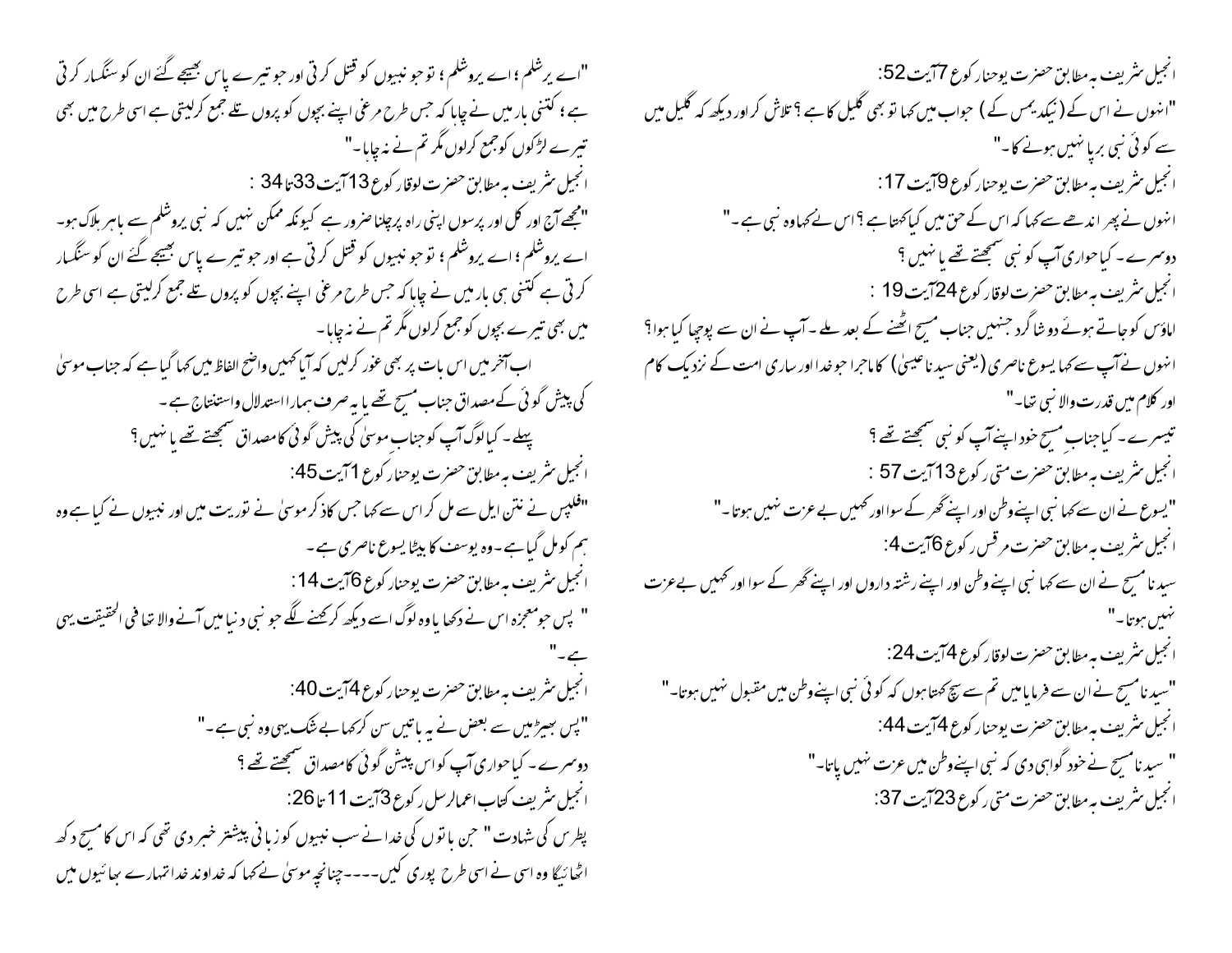انجیل شریف بہ مطابق حضرت یوحنا رکوع 7آیت 52:

"انہوں نے اس کے (نیکدیمس کے) جواب میں کہا تو بھی گلیل کا ہے ؟ تلاش کر اور دیکھ کہ گلیل میں سے کوئی نبی برپا نہیں ہونے کا۔"

انجیل شریف بہ مطابق حضرت یوحنا رکوع 9آیت 17:

انہوں نے پھر اندھے سے کہا کہ اس کے حق میں کیا کہتا ہے ؟ اس نے کہا وہ نبی ہے ۔"

دوسرے ۔ کیا حواری آپ کو نبی سمجھتے تھے یا نہیں ؟

انجیل شریف بہ مطابق حضرت لوقا رکوع 24آیت 19 :

اماؤس کو جاتے ہوئے دو شاگرد جنہیں جناب مسیح اٹھنے کے بعد ملے ۔ آپ نے ان سے پوچھا کیا ہوا؟ انہوں نے آپ سے کہا یسوع ناصری (یعنی سید نا عیسیٰ) کا ماجرا جو خدا اور ساری امت کے نزدیک کام اور کلام میں قدرت والا نبی تھا۔"

تیسرے ۔ کیا جنابِ مسیح خود اپنے آپ کو نبی سمجھتے تھے ؟

انجیل شریف بہ مطابق حضرت متی رکوع 13آیت 57 :

"یسوع نے ان سے کہا نبی اپنے وطن اور اپنے گھر کے سوا اور کہیں بے عزت نہیں ہوتا۔"

انجیل شریف بہ مطابق حضرت مرقس رکوع 6آیت 4:

سید نا مسیح نے ان سے کہا نبی اپنے وطن اور اپنے رشتہ داروں اور اپنے گھر کے سوا اور کہیں بے عزت نہیں ہوتا۔"

انجیل شریف بہ مطابق حضرت لوقا رکوع 4آیت 24:

"سید نا مسیح نے ان سے فرمایا میں تم سے سچ کہتا ہوں کہ کوئی نبی اپنے وطن میں مقبول نہیں ہوتا۔"

انجیل شریف بہ مطابق حضرت یوحنا رکوع 4آیت 44:

" سید نا مسیح نے خود گواہی دی کہ نبی اپنے وطن میں عزت نہیں پاتا۔"

انجیل شریف بہ مطابق حضرت متی رکوع 23آیت 37:

"اے یرشلم ؛ اے یروشلم ؛ تو جو نبیوں کو قتل کرتی اور جو تیرے پاس بھیجے گئے ان کو سنگسار کرتی ہے ؛ کتنی بار میں نے چاہا کہ جس طرح مرغی اپنے بچوں کو پروں تلے جمع کرلیتی ہے اسی طرح میں بھی تیرے لڑکوں کو جمع کرلوں مگر تم نے نہ چاہا۔"

انجیل شریف بہ مطابق حضرت لوقا رکوع 13آیت 33تا 34 :

"مجھے آج اور کل اور پرسوں اپنی راہ پرچلنا ضرور ہے کیونکہ ممکن نہیں کہ نبی یروشلم سے باہر ہلاک ہو۔ اے یروشلم ؛ اے یروشلم ؛ تو جو نبیوں کو قتل کرتی ہے اور جو تیرے پاس بھیجے گئے ان کو سنگسار کرتی ہے کتنی ہی بار میں نے چاہا کہ جس طرح مرغی اپنے بچوں کو پروں تلے جمع کرلیتی ہے اسی طرح میں بھی تیرے بچوں کو جمع کرلوں مگر تم نے نہ چاہا۔

اب آخر میں اس بات پر بھی غور کرلیں کہ آیا کہیں واضح الفاظ میں کہا گیا ہے کہ جناب موسیٰ کی پیش گوئی کے مصداق جناب مسیح تھے یا یہ صرف ہمارا استدلال واستنتاج ہے ۔

پہلے ۔ کیا لوگ آپ کو جناب موسیٰ کی پیش گوئی کا مصداق سمجھتے تھے یا نہیں ؟

انجیل شریف بہ مطابق حضرت یوحنا رکوع 1آیت 45:

"فلپس نے نتن ایل سے مل کر اس سے کہا جس کا ذکر موسیٰ نے توریت میں اور نبیوں نے کیا ہے وہ ہم کو مل گیا ہے ۔ وہ یوسف کا بیٹا یسوع ناصری ہے ۔

انجیل شریف بہ مطابق حضرت یوحنا رکوع 6آیت 14:

" پس جو معجزہ اس نے دکھایا وہ لوگ اسے دیکھ کر کہنے لگے جو نبی دنیا میں آنے والا تھا فی الحقیقت یہی ہے ۔"

انجیل شریف بہ مطابق حضرت یوحنا رکوع 4آیت 40:

"پس بھیڑ میں سے بعض نے یہ باتیں سن کر کہا بے شک یہی وہ نبی ہے ۔"

دوسرے ۔ کیا حواری آپ کو اس پیش گوئی کا مصداق سمجھتے تھے ؟

انجیل شریف کتاب اعمال رسل رکوع 3آیت 11تا 26:

پطرس کی شہادت " جن باتوں کی خدا نے سب نبیوں کو زبانی پیشتر خبر دی تھی کہ اس کا مسیح دکھ اٹھائیگا وہ اسی نے اسی طرح پوری کیں۔۔۔۔ چنانچہ موسیٰ نے کہا کہ خداوند خدا تمہارے بھائیوں میں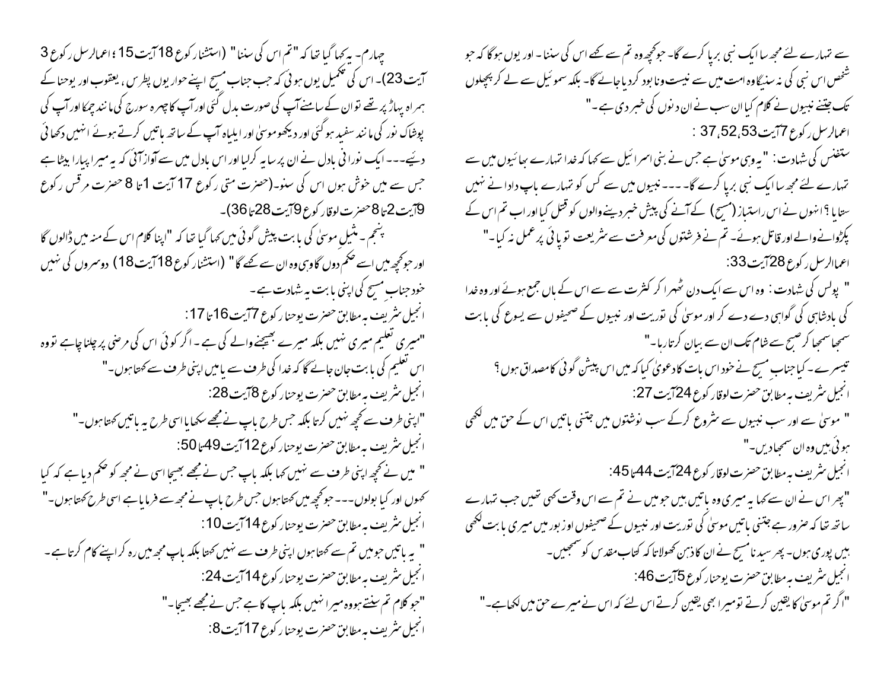سے تمہارے لئے مجھ سا ایک نبی برپا کرے گا۔ جو کچھ وہ تم سے کہے اس کی سننا۔ اور یوں ہوگا کہ جو شخص اس نبی کی نہ سنیگا وہ امت میں سے نیست ونابود کردیا جائے گا۔ بلکہ سموئیل سے لے کر پچھلوں تک جتنے نبیوں نے کلام کیا ان سب نے ان دنوں کی خبر دی ہے۔"

اعمال الرسل رکوع 7آیت 37،52،53 :

ستفنس کی شہادت : "یہ وہی موسیٰ ہے جس نے بنی اسرائیل سے کہا کہ خدا تمہارے بھائیوں میں سے تمہارے لئے مجھ سا ایک نبی برپا کرے گا۔۔۔۔نبیوں میں سے کس کو تمہارے باپ دادا نے نہیں ستایا؟ انہوں نے اس راستباز (مسیح) کے آنے کی پیش خبر دینے والوں کو قتل کیا اور اب تم اس کے پکڑوانے والے اور قاتل ہوئے۔ تم نے فرشتوں کی معرفت سے شریعت تو پائی پر عمل نہ کیا۔"

اعمال الرسل رکوع 28آیت 33:

" پولس کی شہادت : وہ اس سے ایک دن ٹھہرا کر کثرت سے سے اس کے ہاں جمع ہوئے اور وہ خدا کی بادشاہی کی گواہی دے دے کر اور موسیٰ کی توریت اور نبیوں کے صحیفوں سے یسوع کی بابت سمجھا سمجھا کر صبح سے شام تک ان سے بیان کرتا رہا۔"

تیسرے۔ کیا جنابِ مسیح نے خود اس بات کا دعویٰ کیا کہ میں اس پیشن گوئی کا مصداق ہوں؟

انجیل شریف بہ مطابق حضرت لوقا رکوع 24آیت 27:

" موسیٰ سے اور سب نبیوں سے شروع کرکے سب نوشتوں میں جتنی باتیں اس کے حق میں لکھی ہوئی ہیں وہ ان سمجھادیں۔"

انجیل شریف بہ مطابق حضرت لوقا رکوع 24آیت 44تا45:

"پھر اس نے ان سے کہا یہ میری وہ باتیں ہیں جو میں نے تم سے اس وقت کہی تھیں جب تمہارے ساتھ تھا کہ ضرور ہے جتنی باتیں موسیٰ کی توریت اور نبیوں کے صحیفوں اور زبور میں میری بابت لکھی ہیں پوری ہوں۔ پھر سید نا مسیح نے ان کا ذہن کھولا تا کہ کتاب مقدس کو سمجھیں۔

انجیل شریف بہ مطابق حضرت یوحنا رکوع 5آیت 46:

"اگر تم موسیٰ کا یقین کرتے تو میرا بھی یقین کرتے اس لئے کہ اس نے میرے حق میں لکھا ہے۔"

چہارم۔ یہ کہا گیا تھا کہ "تم اس کی سننا" (استشنا رکوع 18آیت 15؛ اعمال الرسل رکوع 3 آیت 23)۔ اس کی تکمیل یوں ہوئی کہ جب جناب مسیح اپنے حواریوں پطرس، یعقوب اور یوحنا کے ہمراہ پہاڑ پر تھے تو ان کے سامنے آپ کی صورت بدل گئی اور آپ کا چہرہ سورج کی مانند چمکا اور آپ کی پوشاک نور کی مانند سفید ہوگئی اور دیکھو موسیٰ اور ایلیاہ آپ کے ساتھ باتیں کرتے ہوئے انہیں دکھائی دیئے۔۔۔ ایک نورانی بادل نے ان پر سایہ کرلیا اور اس بادل میں سے آواز آئی کہ یہ میرا پیارا بیٹا ہے جس سے میں خوش ہوں اس کی سنو۔(حضرت متی رکوع 17 آیت 1تا 8 حضرت مرقس رکوع 9آیت 2تا 8 حضرت لوقا رکوع 9آیت 28تا 36)۔

پنجم۔ مثیلِ موسیٰ کی بابت پیش گوئی میں کہا گیا تھا کہ "اپنا کلام اس کے منہ میں ڈالوں گا اور جو کچھ میں اسے حکم دوں گا وہی وہ ان سے کہے گا" (استشنا رکوع 18آیت 18) دوسروں کی نہیں خود جنابِ مسیح کی اپنی بابت یہ شہادت ہے۔

انجیل شریف بہ مطابق حضرت یوحنا رکوع 7آیت 16تا 17:

"میری تعلیم میری نہیں بلکہ میرے بھیجنے والے کی ہے۔ اگر کوئی اس کی مرضی پر چلنا چاہے تو وہ اس تعلیم کی بابت جان جائے گا کہ خدا کی طرف سے یا میں اپنی طرف سے کہتا ہوں۔"

انجیل شریف بہ مطابق حضرت یوحنا رکوع 8آیت 28:

"اپنی طرف سے کچھ نہیں کرتا بلکہ جس طرح باپ نے مجھے سکھایا اسی طرح یہ باتیں کہتا ہوں۔"

انجیل شریف بہ مطابق حضرت یوحنا رکوع 12آیت 49تا 50:

" میں نے کچھ اپنی طرف سے نہیں کہا بلکہ باپ جس نے مجھے بھیجا اسی نے مجھ کو حکم دیا ہے کہ کیا کہوں اور کیا بولوں۔۔۔ جو کچھ میں کہتا ہوں جس طرح باپ نے مجھ سے فرمایا ہے اسی طرح کہتا ہوں۔"

انجیل شریف بہ مطابق حضرت یوحنا رکوع 14آیت 10:

" یہ باتیں جو میں تم سے کہتا ہوں اپنی طرف سے نہیں کہتا بلکہ باپ مجھ میں رہ کر اپنے کام کرتا ہے۔

انجیل شریف بہ مطابق حضرت یوحنا رکوع 14آیت 24:

"جو کلام تم سنتے ہو وہ میرا نہیں بلکہ باپ کا ہے جس نے مجھے بھیجا۔"

انجیل شریف بہ مطابق حضرت یوحنا رکوع 17آیت 8: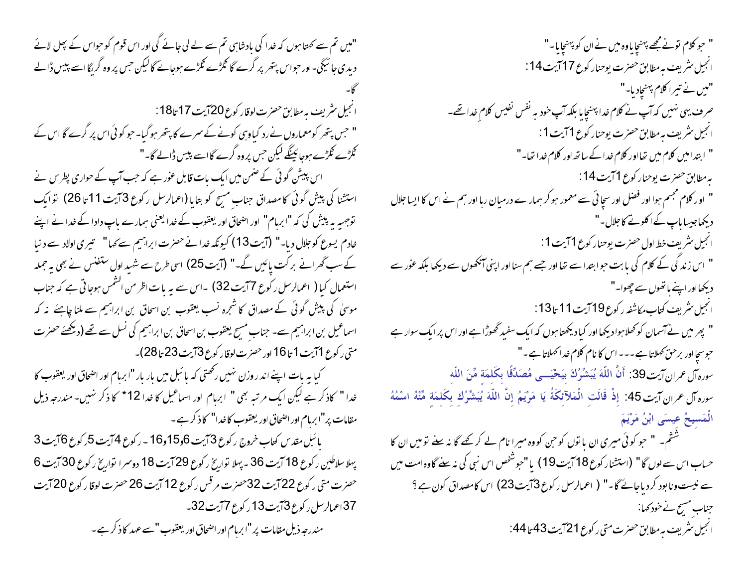"جو کلام تونے مجھے پہنچایا وہ میں نے ان کو پہنچایا۔"

انجیل شریف بہ مطابق حضرت یوحنا رکوع 17 آیت 14:

"میں نے تیرا کلام پہنچادیا۔"

صرف یہی نہیں کہ آپ نے کلام خدا پہنچایا بلکہ آپ خود بہ نفس نفیس کلامِ خدا تھے۔

انجیل شریف بہ مطابق حضرت یوحنا رکوع 1 آیت 1:

" ابتدا میں کلام میں تھا اور کلام خدا کے ساتھ تھا اور کلام خدا تھا۔"

بہ مطابق حضرت یوحنا رکوع 1 آیت 14:

" اور کلام مجسم ہوا اور فضل اور سچائی سے معمور ہو کر ہمارے درمیان رہا اور ہم نے اس کا ایسا جلال دیکھا جیسا باپ کے اکلوتے کا جلال۔"

انجیل شریف خط اول حضرت یوحنا رکوع 1 آیت 1:

" اس زندگی کے کلام کی بابت جو ابتدا سے تھا اور جسے ہم نے سنا اور اپنی آنکھوں سے دیکھا بلکہ غور سے دیکھا اور اپنے ہاتھوں سے چھوا۔"

انجیل شریف کتاب مکاشفہ رکوع 19 آیت 11 تا 13:

" پھر میں نے آسمان کو کھلا ہوا دیکھا اور کیا دیکھتا ہوں کہ ایک سفید گھوڑا ہے اور اس پر ایک سوار ہے جو سچا اور برحق کہلاتا ہے۔۔۔ اس کا نام کلام خدا کہلاتا ہے۔"

سورہ آل عمران آیت 39: أَنَّ اللّهَ يُبَشِّرُكَ بِيَحْيَـى مُصَدِّقًا بِكَلِمَةٍ مِّنَ اللّهِ

سورہ آل عمران آیت 45: إِذْ قَالَتِ الْمَلآئِكَةُ يَا مَرْيَمُ إِنَّ اللّهَ يُبَشِّرُكِ بِكَلِمَةٍ مِّنْهُ اسْمُهُ الْمَسِيحُ عِيسَى ابْنُ مَرْيَمَ

ششم۔ " جو کوئی میری ان باتوں کو جن کو وہ میرا نام لے کر کہے گا نہ سنے تو میں ان کا حساب اس سے لوں گا" (استثنا رکوع 18 آیت 19) یا "جو شخص اس نبی کی نہ سنے گا وہ امت میں سے نیست و نابود کر دیا جائے گا۔" ( اعمال الرسل رکوع 3 آیت 23) اس کا مصداق کون ہے ؟

جناب مسیح نے خود کہا:

انجیل شریف بہ مطابق حضرت متی رکوع 21 آیت 43 تا 44:

"میں تم سے کہتا ہوں کہ خدا کی بادشاہی تم سے لے لی جائے گی اور اس قوم کو جو اس کے پھل لائے دیدی جائیگی۔ اور جو اس پتھر پر گرے گا ٹکڑے ٹکڑے ہو جائے گا لیکن جس پر وہ گریگا اسے پیس ڈالے گا۔"

انجیل شریف بہ مطابق حضرت لوقا رکوع 20 آیت 17 تا 18:

" جس پتھر کو معماروں نے رد کیا وہی کونے کے سرے کا پتھر ہو گیا۔ جو کوئی اس پر گرے گا اس کے ٹکڑے ٹکڑے ہو جائینگے لیکن جس پر وہ گرے گا اسے پیس ڈالے گا۔"

اس پیشن گوئی کے ضمن میں ایک بات قابل غور ہے کہ جب آپ کے حواری پطرس نے استثنا کی پیش گوئی کا مصداق جناب مسیح کو بتایا (اعمال الرسل رکوع 3 آیت 11 تا 26) تو ایک توجیہہ یہ پیش کی کہ "ابرہام" اور اضحاق اور یعقوب کے خدا یعنی ہمارے باپ دادا کے خدا نے اپنے خادم یسوع کو جلال دیا۔" (آیت 13) کیونکہ خدا نے حضرت ابراہیم سے کہا" تیری اولاد سے دنیا کے سب گھرانے برکت پائیں گے۔" (آیت 25) اسی طرح سے شہید اول ستفنس نے بھی یہ جملہ استعمال کیا ( اعمال الرسل رکوع 7 آیت 32) ۔اس سے یہ بات اظہر من الشمس ہو جاتی ہے کہ جناب موسیٰ کی پیش گوئی کے مصداق کا شجرہ نسب یعقوب بن اسحاق بن ابراہیم سے ملنا چاہیئے نہ کہ اسماعیل بن ابراہیم سے۔ جنابِ مسیح یعقوب بن اسحاق بن ابراہیم کی نسل سے تھے (دیکھئے حضرت متی رکوع 1 آیت 1 تا 16 اور حضرت لوقا رکوع 3 آیت 23 تا 28)۔

کیا یہ بات اپنے اندر وزن نہیں رکھتی کہ بائبل میں بار بار "ابرہام اور اضحاق اور یعقوب کا خدا" کا ذکر ہے لیکن ایک مرتبہ بھی " ابرہام اور اسماعیل کا خدا 12*" کا ذکر نہیں۔ مندرجہ ذیل مقامات پر "ابرہام اور اضحاق اور یعقوب کا خدا" کا ذکر ہے۔

بائبل مقدس کتاب خروج رکوع 3 آیت 6 و 15 و 16 ۔ رکوع 4 آیت 5 رکوع 6 آیت 3 پہلا سلاطین رکوع 18 آیت 36 ۔ پہلا تواریخ رکوع 29 آیت 18 دوسرا تواریخ رکوع 30 آیت 6 حضرت متی رکوع 22 آیت 32 حضرت مرقس رکوع 12 آیت 26 حضرت لوقا رکوع 20 آیت 37 اعمال الرسل رکوع 3 آیت 13 رکوع 7 آیت 32۔

مندرجہ ذیل مقامات پر "ابرہام اور اضحاق اور یعقوب" سے عہد کا ذکر ہے۔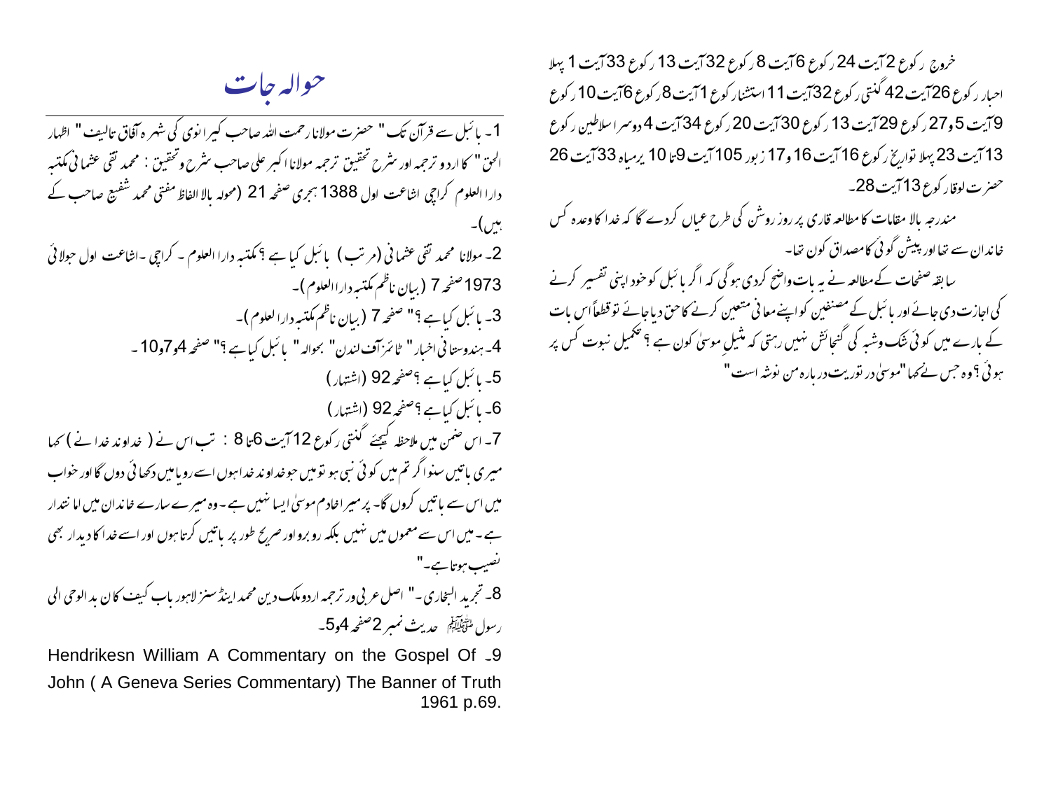خروج رکوع 2 آیت 24 رکوع 6 آیت 8 رکوع 32 آیت 13 رکوع 33 آیت 1 پہلا احبار رکوع 26 آیت 42 گنتی رکوع 32 آیت 11 استثنار کوع 1 آیت 8 رکوع 6 آیت 10 رکوع 9 آیت 5 و 27 رکوع 29 آیت 13 رکوع 30 آیت 20 رکوع 34 آیت 4 دوسرا سلاطین رکوع 13 آیت 23 پہلا تواریخ رکوع 16 آیت 16 و 17 زبور 105 آیت 9 تا 10 یرمیاہ 33 آیت 26 حضرت لوقار کوع 13 آیت 28۔

مندرجہ بالا مقامات کا مطالعہ قاری پر روز روشن کی طرح عیاں کردے گا کہ خدا کا وعدہ کس خاندان سے تھا اور پیشن گوئی کا مصداق کون تھا۔

سابقہ صفحات کے مطالعہ نے یہ بات واضح کردی ہوگی کہ اگر بائبل کو خود اپنی تفسیر کرنے کی اجازت دی جائے اور بائبل کے مصنفین کو اپنے معانی متعین کرنے کا حق دیا جائے تو قطعاً اس بات کے بارے میں کوئی شک وشبہ کی گنجائش نہیں رہتی کہ مثیلِ موسیٰ کون ہے؟ تکمیل نبوت کس پر ہوئی؟ وہ جس نے کہا "موسیٰ در توریت در بارہ من نوشتہ است"

# حوالہ جات

1۔ بائبل سے قرآن تک" حضرت مولانا رحمت اللہ صاحب کیرانوی کی شہرہ آفاق تالیف" اظہار الحق" کا اردو ترجمہ اور شرح تحقیق ترجمہ مولانا اکبر علی صاحب شرح وتحقیق : محمد تقی عثمانی مکتبہ دارالعلوم کراچی اشاعت اول 1388 ہجری صفحہ 21 (محولہ بالا الفاظ مفتی محمد شفیع صاحب کے ہیں)۔

2۔ مولانا محمد تقی عثمانی (مرتب) بائبل کیا ہے ؟ مکتبہ دارالعلوم۔ کراچی۔اشاعت اول جولائی 1973 صفحہ 7 (بیان ناظم مکتبہ دارالعلوم)۔

3۔ بائبل کیا ہے ؟" صفحہ 7 (بیان ناظم مکتبہ دارالعلوم)۔

4۔ ہندوستانی اخبار" ٹائمز آف لندن" بحوالہ" بائبل کیا ہے ؟" صفحہ 4 و 7 و 10۔

5۔ بائبل کیا ہے ؟ صفحہ 92 (اشتہار)

6۔ بائبل کیا ہے ؟ صفحہ 92 (اشتہار)

7۔ اس ضمن میں ملاحظہ کیجئے گنتی رکوع 12 آیت 6 تا 8 : تب اس نے (خداوند خدا نے) کہا میری باتیں سنو اگر تم میں کوئی نبی ہو تو میں جو خداوند خدا ہوں اسے رویا میں دکھائی دوں گا اور خواب میں اس سے باتیں کروں گا۔ پر میرا خادم موسیٰ ایسا نہیں ہے۔ وہ میرے سارے خاندان میں امانتدار ہے۔ میں اس سے معموں میں نہیں بلکہ روبرو اور صریح طور پر باتیں کرتا ہوں اور اسے خدا کا دیدار بھی نصیب ہوتا ہے۔"

8۔ تجرید البخاری۔" اصل عربی ور ترجمہ اردو ملک دین محمد اینڈ سنز لاہور باب کیف کان بدالوحی الی رسول ﷺ حدیث نمبر 2 صفحہ 4 و 5۔

9۔ Hendrikesn William A Commentary on the Gospel Of John ( A Geneva Series Commentary) The Banner of Truth 1961 p.69.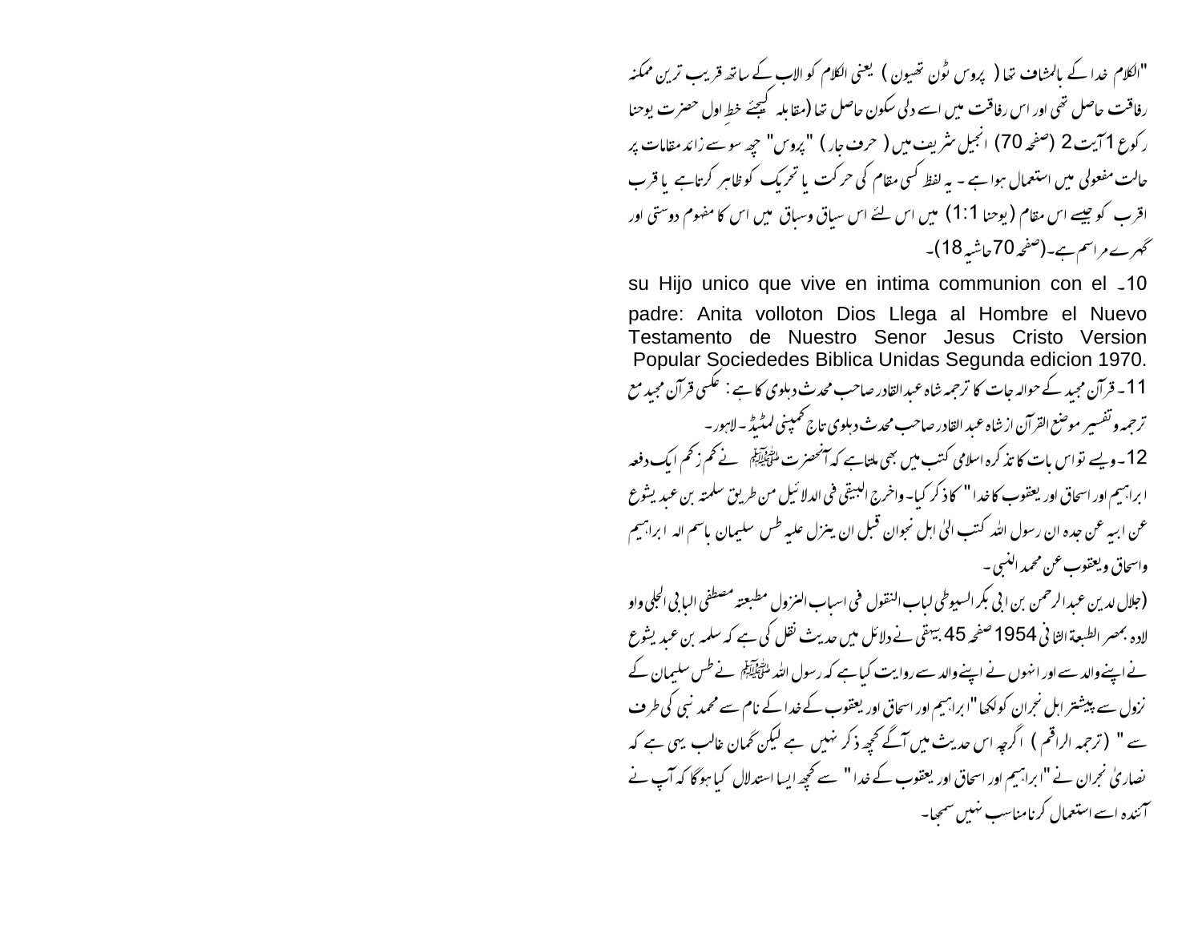"الکلام خدا کے بالمشاف تھا ( پروس ٹون تھیون ) یعنی الکلام کو الاب کے ساتھ قریب ترین ممکنہ رفاقت حاصل تھی اور اس رفاقت میں اسے دلی سکون حاصل تھا (مقابلہ کیجئے خطِ اول حضرت یوحنا رکوع 1 آیت 2 (صفحہ 70) انجیل شریف میں ( حرف جار ) "پروس" چھ سو سے زائد مقامات پر حالت مفعولی میں استعمال ہوا ہے ۔ یہ لفظ کسی مقام کی حرکت یا تحریک کو ظاہر کرتا ہے یا قرب اقرب کو جیسے اس مقام (یوحنا 1:1) میں اس لئے اس سیاق وسباق میں اس کا مفہوم دوستی اور گہرے مراسم ہے۔(صفحہ 70 حاشیہ 18)۔

10۔ su Hijo unico que vive en intima communion con el padre: Anita volloton Dios Llega al Hombre el Nuevo Testamento de Nuestro Senor Jesus Cristo Version Popular Sociededes Biblica Unidas Segunda edicion 1970.

11۔ قرآن مجید کے حوالہ جات کا ترجمہ شاہ عبدالقادر صاحب محدث دہلوی کا ہے : عکسی قرآن مجید مع ترجمہ وتفسیر موضع القرآن از شاہ عبد القادر صاحب محدث دہلوی تاج کمپنی لمٹیڈ ۔لاہور۔

12۔ ویسے تو اس بات کا تذکرہ اسلامی کتب میں بھی ملتاہے کہ آنحضرت ﷺ نے کم زکم ایک دفعہ ابراہیم اور اسحاق اور یعقوب کا خدا " کا ذکر کیا۔ واخرج البیقی فی الدلائیل من طریق سلمتہ بن عبد یشوع عن ابیہ عن جدہ ان رسول اللہ کتب الیٰ اہل نجوان قبل ان ینزل علیہ طس سلیمان باسم الہ ابراہیم واسحاق ویعقوب عن محمد النبی ۔

(جلال لدین عبد الرحمن بن ابی بکر السیوطی لباب النقول فی اسباب النزول مطبعتہ مصطفی البابی الحلبی واو لادہ بمصر الطبعۃ الثانی 1954 صفحہ 45 بیہقی نے دلائل میں حدیث نقل کی ہے کہ سلمہ بن عبد یشوع نے اپنے والد سے اور انہوں نے اپنے والد سے روایت کیا ہے کہ رسول اللہ ﷺ نے طس سلیمان کے نزول سے پیشتر اہل نجران کو لکھا "ابراہیم اور اسحاق اور یعقوب کے خدا کے نام سے محمد نبی کی طرف سے " (ترجمہ الراقم ) اگرچہ اس حدیث میں آگے کچھ ذکر نہیں ہے لیکن گمان غالب یہی ہے کہ نصاریٰ نجران نے "ابراہیم اور اسحاق اور یعقوب کے خدا " سے کچھ ایسا استدلال کیا ہوگا کہ آپ نے آئندہ اسے استعمال کرنامناسب نہیں سمجھا۔